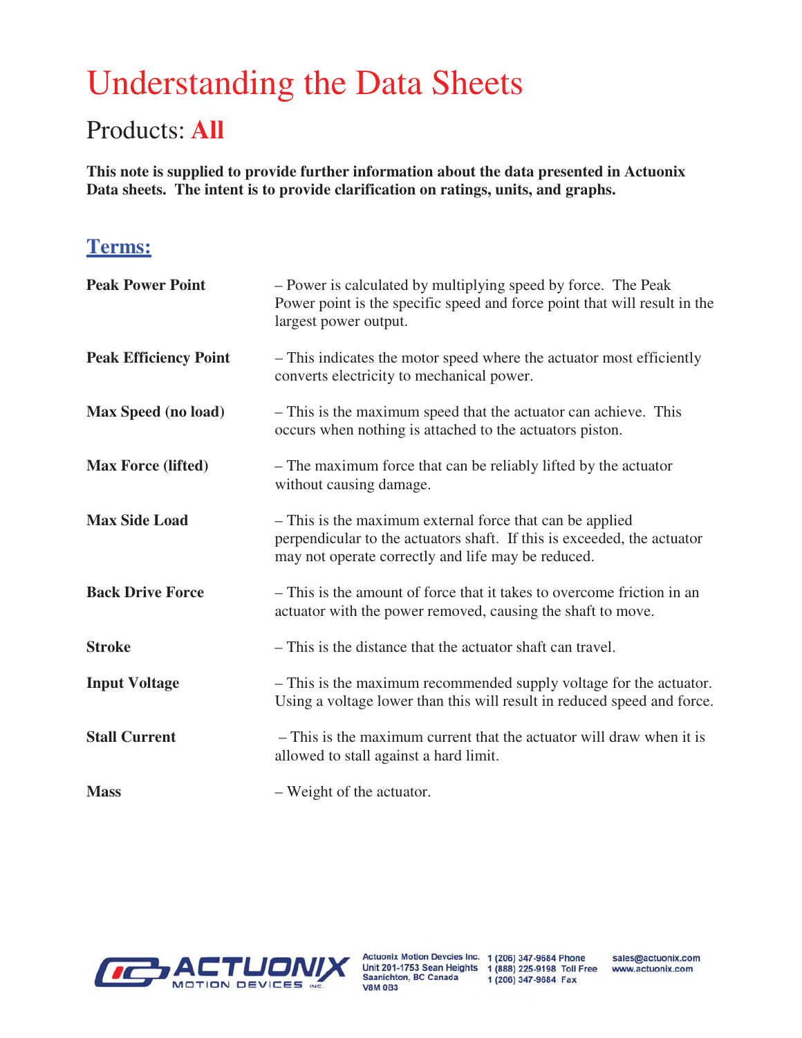# Understanding the Data Sheets

## Products: **All**

**This note is supplied to provide further information about the data presented in Actuonix Data sheets. The intent is to provide clarification on ratings, units, and graphs.**

### Terms:

**Peak Power Point** – Power is calculated by multiplying speed by force. The Peak Power point is the specific speed and force point that will result in the largest power output.

**Peak Efficiency Point** – This indicates the motor speed where the actuator most efficiently converts electricity to mechanical power.

**Max Speed (no load)** – This is the maximum speed that the actuator can achieve. This occurs when nothing is attached to the actuators piston.

**Max Force (lifted)** – The maximum force that can be reliably lifted by the actuator without causing damage.

**Max Side Load** – This is the maximum external force that can be applied perpendicular to the actuators shaft. If this is exceeded, the actuator may not operate correctly and life may be reduced.

**Back Drive Force** – This is the amount of force that it takes to overcome friction in an actuator with the power removed, causing the shaft to move.

**Stroke** – This is the distance that the actuator shaft can travel.

**Input Voltage** – This is the maximum recommended supply voltage for the actuator. Using a voltage lower than this will result in reduced speed and force.

**Stall Current** – This is the maximum current that the actuator will draw when it is allowed to stall against a hard limit.

**Mass** – Weight of the actuator.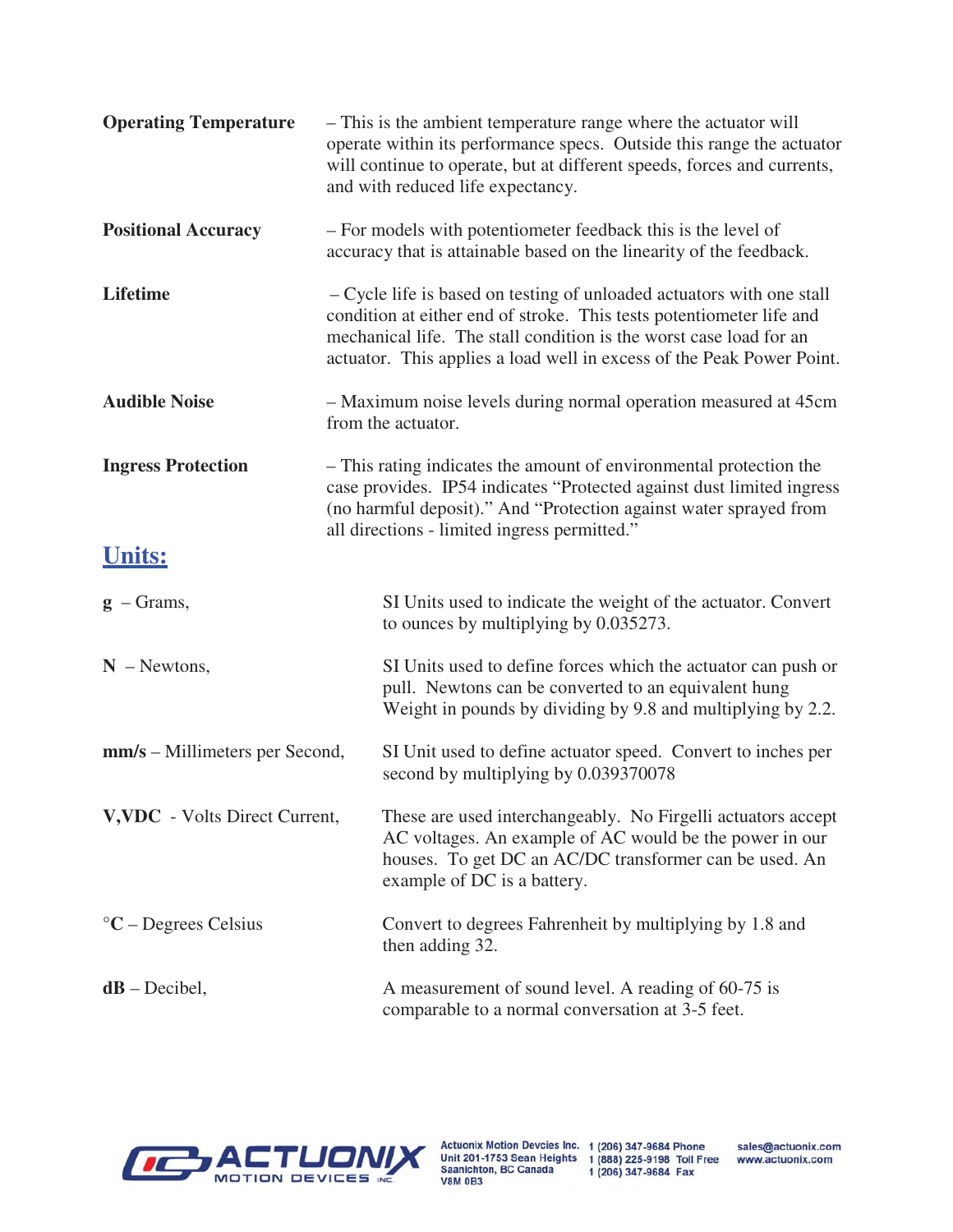**Operating Temperature** – This is the ambient temperature range where the actuator will operate within its performance specs. Outside this range the actuator will continue to operate, but at different speeds, forces and currents, and with reduced life expectancy.

**Positional Accuracy** – For models with potentiometer feedback this is the level of accuracy that is attainable based on the linearity of the feedback.

**Lifetime** – Cycle life is based on testing of unloaded actuators with one stall condition at either end of stroke. This tests potentiometer life and mechanical life. The stall condition is the worst case load for an actuator. This applies a load well in excess of the Peak Power Point.

**Audible Noise** – Maximum noise levels during normal operation measured at 45cm from the actuator.

**Ingress Protection** – This rating indicates the amount of environmental protection the case provides. IP54 indicates "Protected against dust limited ingress (no harmful deposit)." And "Protection against water sprayed from all directions - limited ingress permitted."

## Units:

**g** – Grams, SI Units used to indicate the weight of the actuator. Convert to ounces by multiplying by 0.035273.

**N** – Newtons, SI Units used to define forces which the actuator can push or pull. Newtons can be converted to an equivalent hung Weight in pounds by dividing by 9.8 and multiplying by 2.2.

**mm/s** – Millimeters per Second, SI Unit used to define actuator speed. Convert to inches per second by multiplying by 0.039370078

**V,VDC** - Volts Direct Current, These are used interchangeably. No Firgelli actuators accept AC voltages. An example of AC would be the power in our houses. To get DC an AC/DC transformer can be used. An example of DC is a battery.

**°C** – Degrees Celsius Convert to degrees Fahrenheit by multiplying by 1.8 and then adding 32.

**dB** – Decibel, A measurement of sound level. A reading of 60-75 is comparable to a normal conversation at 3-5 feet.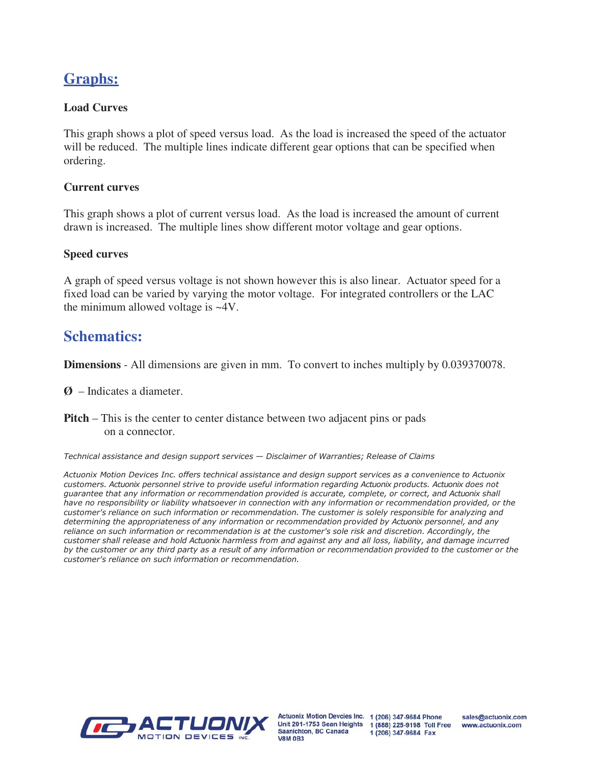## Graphs:

**Load Curves**

This graph shows a plot of speed versus load. As the load is increased the speed of the actuator will be reduced. The multiple lines indicate different gear options that can be specified when ordering.

**Current curves**

This graph shows a plot of current versus load. As the load is increased the amount of current drawn is increased. The multiple lines show different motor voltage and gear options.

**Speed curves**

A graph of speed versus voltage is not shown however this is also linear. Actuator speed for a fixed load can be varied by varying the motor voltage. For integrated controllers or the LAC the minimum allowed voltage is ~4V.

## Schematics:

**Dimensions** - All dimensions are given in mm. To convert to inches multiply by 0.039370078.

**Ø** – Indicates a diameter.

**Pitch** – This is the center to center distance between two adjacent pins or pads on a connector.

*Technical assistance and design support services — Disclaimer of Warranties; Release of Claims*

*Actuonix Motion Devices Inc. offers technical assistance and design support services as a convenience to Actuonix customers. Actuonix personnel strive to provide useful information regarding Actuonix products. Actuonix does not guarantee that any information or recommendation provided is accurate, complete, or correct, and Actuonix shall have no responsibility or liability whatsoever in connection with any information or recommendation provided, or the customer's reliance on such information or recommendation. The customer is solely responsible for analyzing and determining the appropriateness of any information or recommendation provided by Actuonix personnel, and any reliance on such information or recommendation is at the customer's sole risk and discretion. Accordingly, the customer shall release and hold Actuonix harmless from and against any and all loss, liability, and damage incurred by the customer or any third party as a result of any information or recommendation provided to the customer or the customer's reliance on such information or recommendation.*

ACTUONIX MOTION DEVICES INC.

Actuonix Motion Devcies Inc.
Unit 201-1753 Sean Heights
Saanichton, BC Canada
V8M 0B3

1 (206) 347-9684 Phone
1 (888) 225-9198 Toll Free
1 (206) 347-9684 Fax

sales@actuonix.com
www.actuonix.com